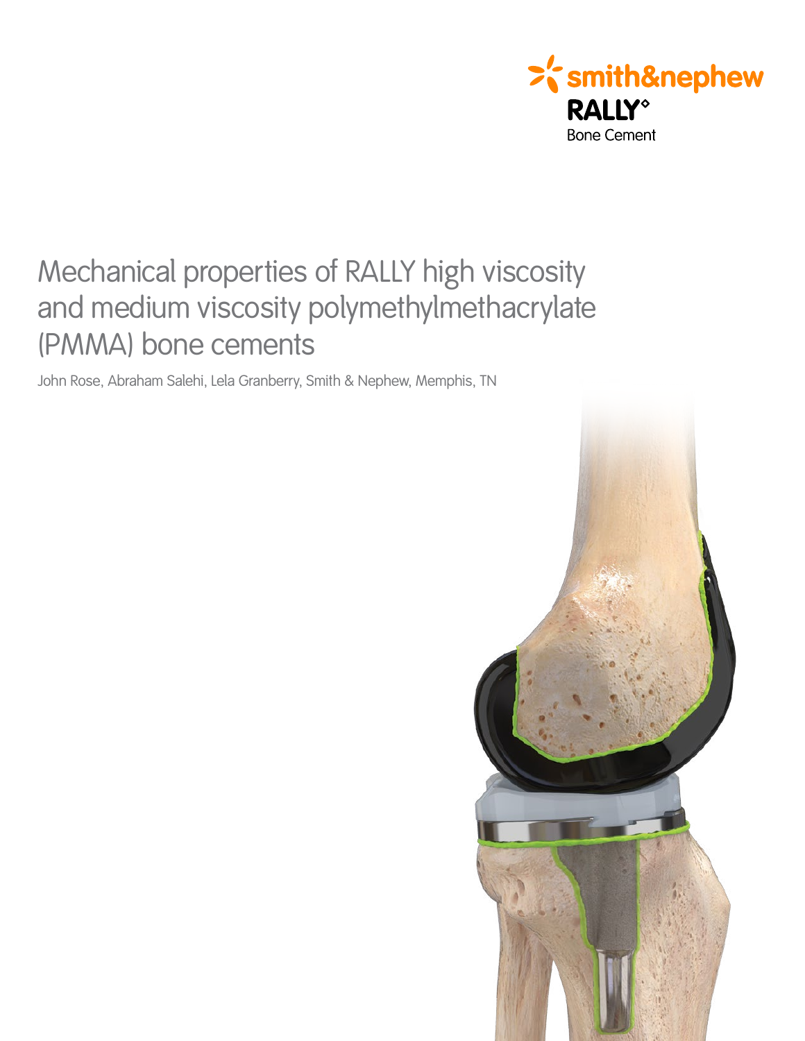smith&nephew

RALLY◊

Bone Cement

# Mechanical properties of RALLY high viscosity and medium viscosity polymethylmethacrylate (PMMA) bone cements

John Rose, Abraham Salehi, Lela Granberry, Smith & Nephew, Memphis, TN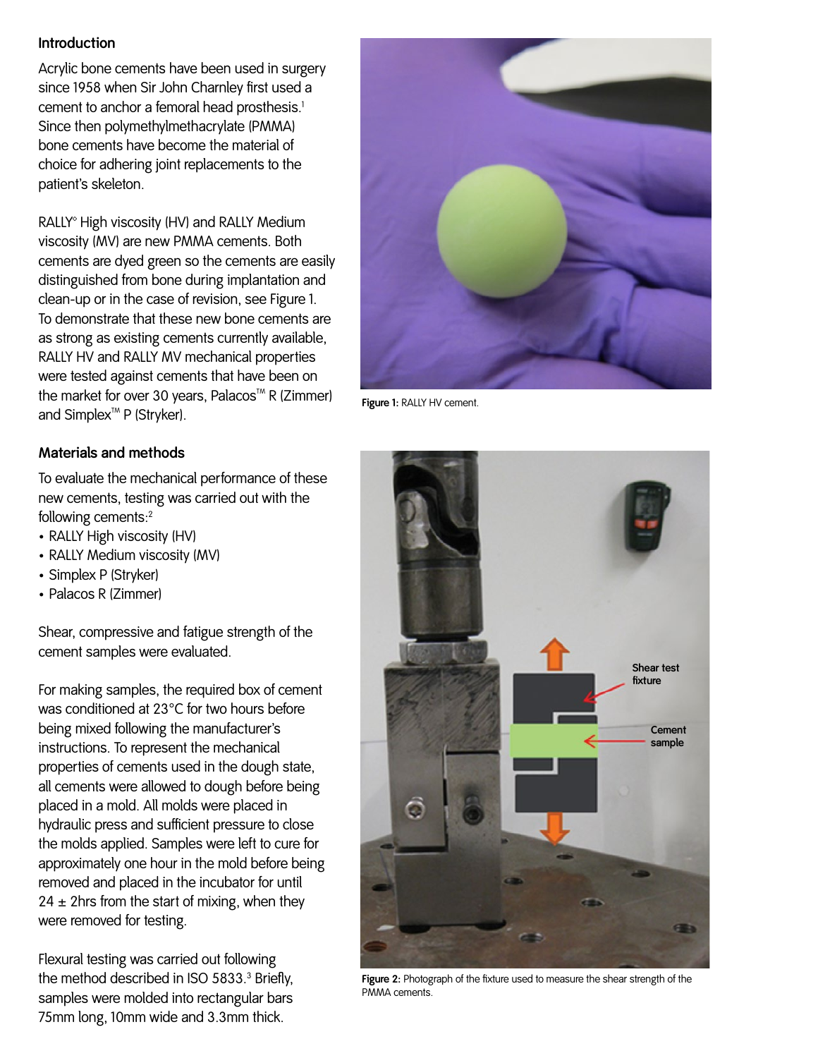## Introduction

Acrylic bone cements have been used in surgery since 1958 when Sir John Charnley first used a cement to anchor a femoral head prosthesis.[1] Since then polymethylmethacrylate (PMMA) bone cements have become the material of choice for adhering joint replacements to the patient's skeleton.

RALLY° High viscosity (HV) and RALLY Medium viscosity (MV) are new PMMA cements. Both cements are dyed green so the cements are easily distinguished from bone during implantation and clean-up or in the case of revision, see Figure 1. To demonstrate that these new bone cements are as strong as existing cements currently available, RALLY HV and RALLY MV mechanical properties were tested against cements that have been on the market for over 30 years, Palacos™ R (Zimmer) and Simplex™ P (Stryker).

## Materials and methods

To evaluate the mechanical performance of these new cements, testing was carried out with the following cements:[2]

- RALLY High viscosity (HV)
- RALLY Medium viscosity (MV)
- Simplex P (Stryker)
- Palacos R (Zimmer)

Shear, compressive and fatigue strength of the cement samples were evaluated.

For making samples, the required box of cement was conditioned at 23°C for two hours before being mixed following the manufacturer's instructions. To represent the mechanical properties of cements used in the dough state, all cements were allowed to dough before being placed in a mold. All molds were placed in hydraulic press and sufficient pressure to close the molds applied. Samples were left to cure for approximately one hour in the mold before being removed and placed in the incubator for until 24 ± 2hrs from the start of mixing, when they were removed for testing.

Flexural testing was carried out following the method described in ISO 5833.[3] Briefly, samples were molded into rectangular bars 75mm long, 10mm wide and 3.3mm thick.

**Figure 1:** RALLY HV cement.

**Figure 2:** Photograph of the fixture used to measure the shear strength of the PMMA cements.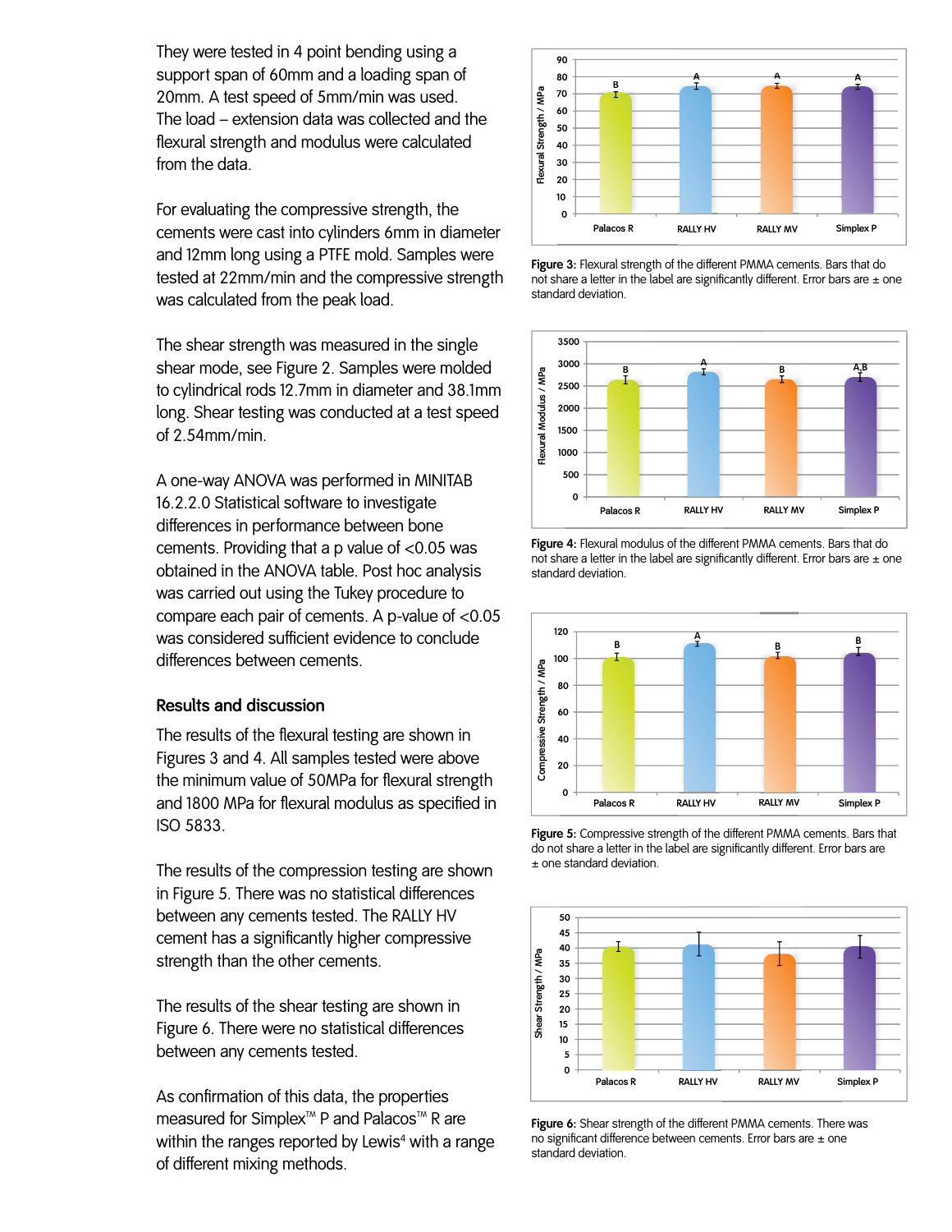They were tested in 4 point bending using a support span of 60mm and a loading span of 20mm. A test speed of 5mm/min was used. The load – extension data was collected and the flexural strength and modulus were calculated from the data.

For evaluating the compressive strength, the cements were cast into cylinders 6mm in diameter and 12mm long using a PTFE mold. Samples were tested at 22mm/min and the compressive strength was calculated from the peak load.

The shear strength was measured in the single shear mode, see Figure 2. Samples were molded to cylindrical rods 12.7mm in diameter and 38.1mm long. Shear testing was conducted at a test speed of 2.54mm/min.

A one-way ANOVA was performed in MINITAB 16.2.2.0 Statistical software to investigate differences in performance between bone cements. Providing that a p value of <0.05 was obtained in the ANOVA table. Post hoc analysis was carried out using the Tukey procedure to compare each pair of cements. A p-value of <0.05 was considered sufficient evidence to conclude differences between cements.

## Results and discussion

The results of the flexural testing are shown in Figures 3 and 4. All samples tested were above the minimum value of 50MPa for flexural strength and 1800 MPa for flexural modulus as specified in ISO 5833.

The results of the compression testing are shown in Figure 5. There was no statistical differences between any cements tested. The RALLY HV cement has a significantly higher compressive strength than the other cements.

The results of the shear testing are shown in Figure 6. There were no statistical differences between any cements tested.

As confirmation of this data, the properties measured for Simplex™ P and Palacos™ R are within the ranges reported by Lewis[4] with a range of different mixing methods.

**Figure 3:** Flexural strength of the different PMMA cements. Bars that do not share a letter in the label are significantly different. Error bars are ± one standard deviation.

**Figure 4:** Flexural modulus of the different PMMA cements. Bars that do not share a letter in the label are significantly different. Error bars are ± one standard deviation.

**Figure 5:** Compressive strength of the different PMMA cements. Bars that do not share a letter in the label are significantly different. Error bars are ± one standard deviation.

**Figure 6:** Shear strength of the different PMMA cements. There was no significant difference between cements. Error bars are ± one standard deviation.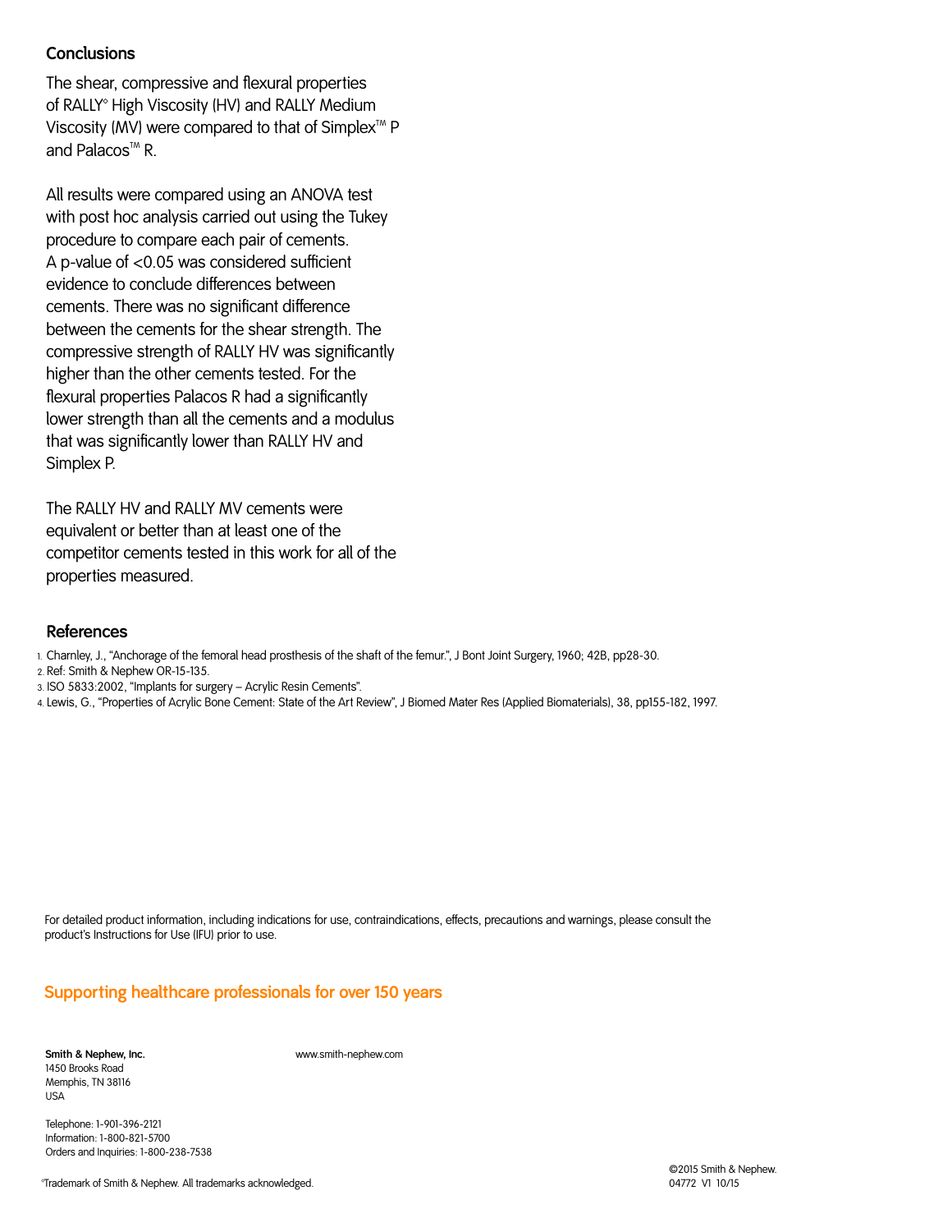## Conclusions

The shear, compressive and flexural properties of RALLY◊ High Viscosity (HV) and RALLY Medium Viscosity (MV) were compared to that of Simplex™ P and Palacos™ R.

All results were compared using an ANOVA test with post hoc analysis carried out using the Tukey procedure to compare each pair of cements. A p-value of <0.05 was considered sufficient evidence to conclude differences between cements. There was no significant difference between the cements for the shear strength. The compressive strength of RALLY HV was significantly higher than the other cements tested. For the flexural properties Palacos R had a significantly lower strength than all the cements and a modulus that was significantly lower than RALLY HV and Simplex P.

The RALLY HV and RALLY MV cements were equivalent or better than at least one of the competitor cements tested in this work for all of the properties measured.

## References

1. Charnley, J., "Anchorage of the femoral head prosthesis of the shaft of the femur.", J Bont Joint Surgery, 1960; 42B, pp28-30.
2. Ref: Smith & Nephew OR-15-135.
3. ISO 5833:2002, "Implants for surgery – Acrylic Resin Cements".
4. Lewis, G., "Properties of Acrylic Bone Cement: State of the Art Review", J Biomed Mater Res (Applied Biomaterials), 38, pp155-182, 1997.

For detailed product information, including indications for use, contraindications, effects, precautions and warnings, please consult the product's Instructions for Use (IFU) prior to use.

**Supporting healthcare professionals for over 150 years**

**Smith & Nephew, Inc.**
1450 Brooks Road
Memphis, TN 38116
USA

www.smith-nephew.com

Telephone: 1-901-396-2121
Information: 1-800-821-5700
Orders and Inquiries: 1-800-238-7538

◊Trademark of Smith & Nephew. All trademarks acknowledged.

©2015 Smith & Nephew.
04772 V1 10/15